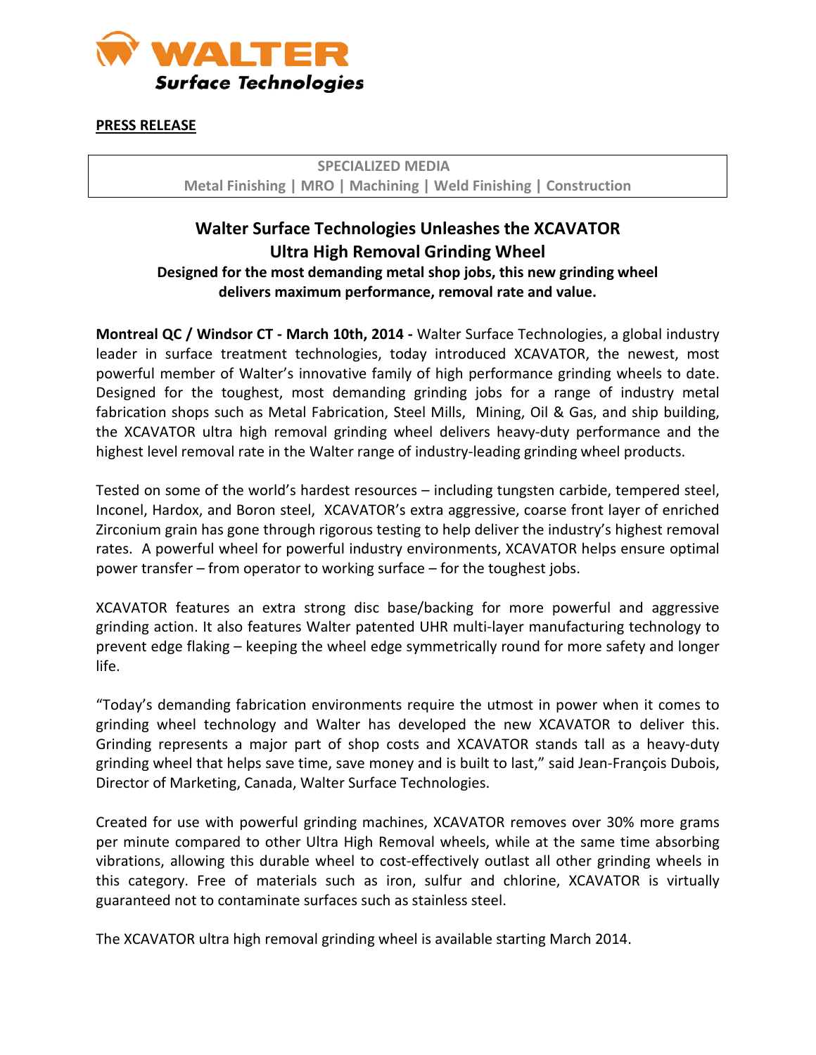WALTER
*Surface Technologies*

**PRESS RELEASE**

**SPECIALIZED MEDIA**
**Metal Finishing | MRO | Machining | Weld Finishing | Construction**

# Walter Surface Technologies Unleashes the XCAVATOR Ultra High Removal Grinding Wheel

**Designed for the most demanding metal shop jobs, this new grinding wheel delivers maximum performance, removal rate and value.**

**Montreal QC / Windsor CT - March 10th, 2014 -** Walter Surface Technologies, a global industry leader in surface treatment technologies, today introduced XCAVATOR, the newest, most powerful member of Walter's innovative family of high performance grinding wheels to date. Designed for the toughest, most demanding grinding jobs for a range of industry metal fabrication shops such as Metal Fabrication, Steel Mills, Mining, Oil & Gas, and ship building, the XCAVATOR ultra high removal grinding wheel delivers heavy-duty performance and the highest level removal rate in the Walter range of industry-leading grinding wheel products.

Tested on some of the world's hardest resources – including tungsten carbide, tempered steel, Inconel, Hardox, and Boron steel, XCAVATOR's extra aggressive, coarse front layer of enriched Zirconium grain has gone through rigorous testing to help deliver the industry's highest removal rates. A powerful wheel for powerful industry environments, XCAVATOR helps ensure optimal power transfer – from operator to working surface – for the toughest jobs.

XCAVATOR features an extra strong disc base/backing for more powerful and aggressive grinding action. It also features Walter patented UHR multi-layer manufacturing technology to prevent edge flaking – keeping the wheel edge symmetrically round for more safety and longer life.

"Today's demanding fabrication environments require the utmost in power when it comes to grinding wheel technology and Walter has developed the new XCAVATOR to deliver this. Grinding represents a major part of shop costs and XCAVATOR stands tall as a heavy-duty grinding wheel that helps save time, save money and is built to last," said Jean-François Dubois, Director of Marketing, Canada, Walter Surface Technologies.

Created for use with powerful grinding machines, XCAVATOR removes over 30% more grams per minute compared to other Ultra High Removal wheels, while at the same time absorbing vibrations, allowing this durable wheel to cost-effectively outlast all other grinding wheels in this category. Free of materials such as iron, sulfur and chlorine, XCAVATOR is virtually guaranteed not to contaminate surfaces such as stainless steel.

The XCAVATOR ultra high removal grinding wheel is available starting March 2014.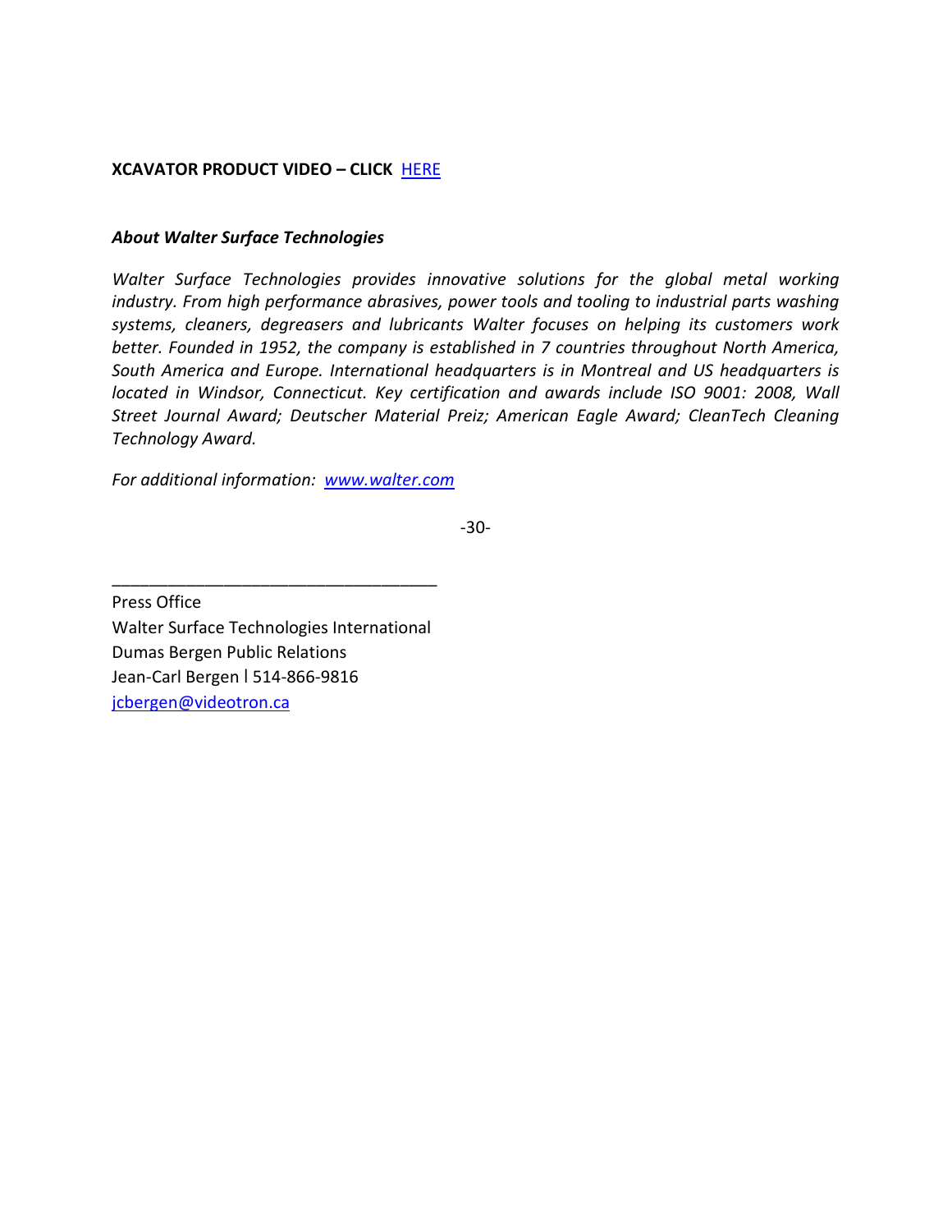**XCAVATOR PRODUCT VIDEO – CLICK** HERE

***About Walter Surface Technologies***

*Walter Surface Technologies provides innovative solutions for the global metal working industry. From high performance abrasives, power tools and tooling to industrial parts washing systems, cleaners, degreasers and lubricants Walter focuses on helping its customers work better. Founded in 1952, the company is established in 7 countries throughout North America, South America and Europe. International headquarters is in Montreal and US headquarters is located in Windsor, Connecticut. Key certification and awards include ISO 9001: 2008, Wall Street Journal Award; Deutscher Material Preiz; American Eagle Award; CleanTech Cleaning Technology Award.*

*For additional information: www.walter.com*

-30-

___________________________________

Press Office
Walter Surface Technologies International
Dumas Bergen Public Relations
Jean-Carl Bergen l 514-866-9816
jcbergen@videotron.ca